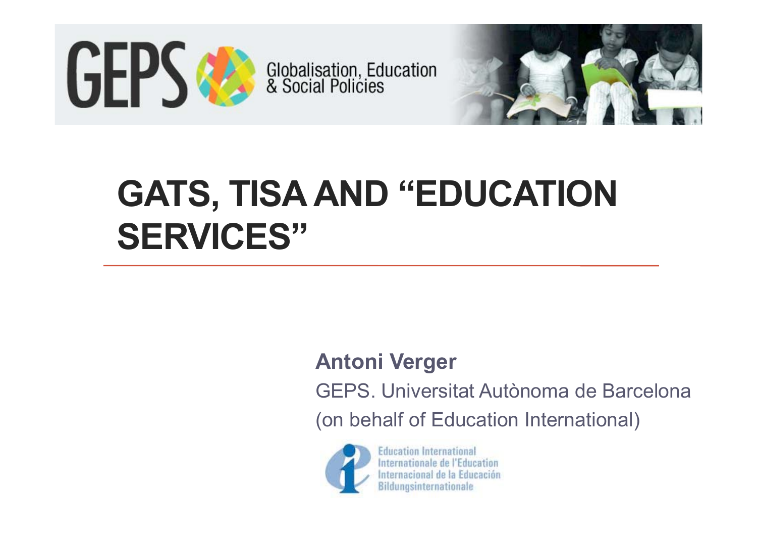GEPS Globalisation, Education & Social Policies

# GATS, TISA AND "EDUCATION SERVICES"

**Antoni Verger**

GEPS. Universitat Autònoma de Barcelona

(on behalf of Education International)

Education International
Internationale de l'Education
Internacional de la Educación
Bildungsinternationale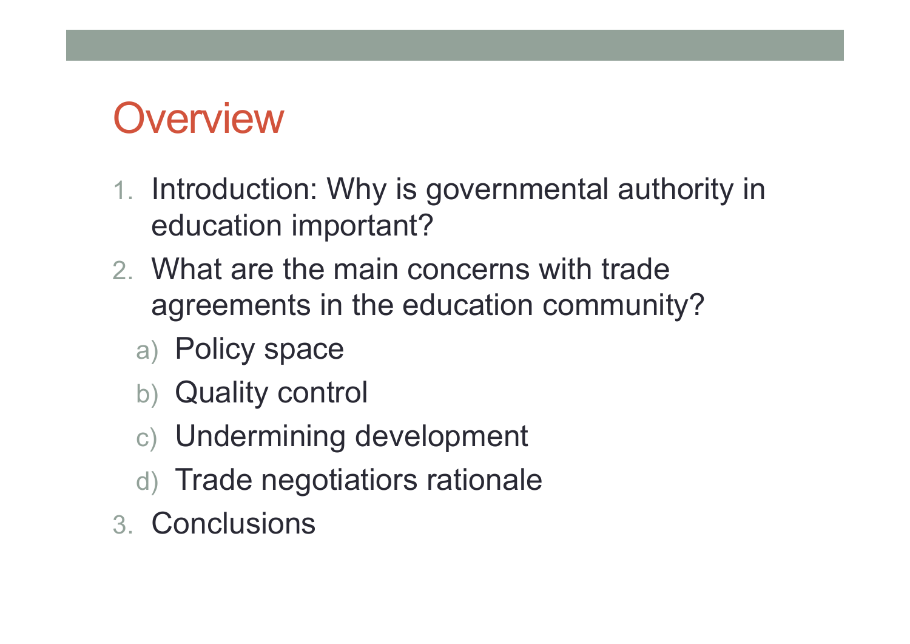# Overview

1. Introduction: Why is governmental authority in education important?
2. What are the main concerns with trade agreements in the education community?
   a) Policy space
   b) Quality control
   c) Undermining development
   d) Trade negotiatiors rationale
3. Conclusions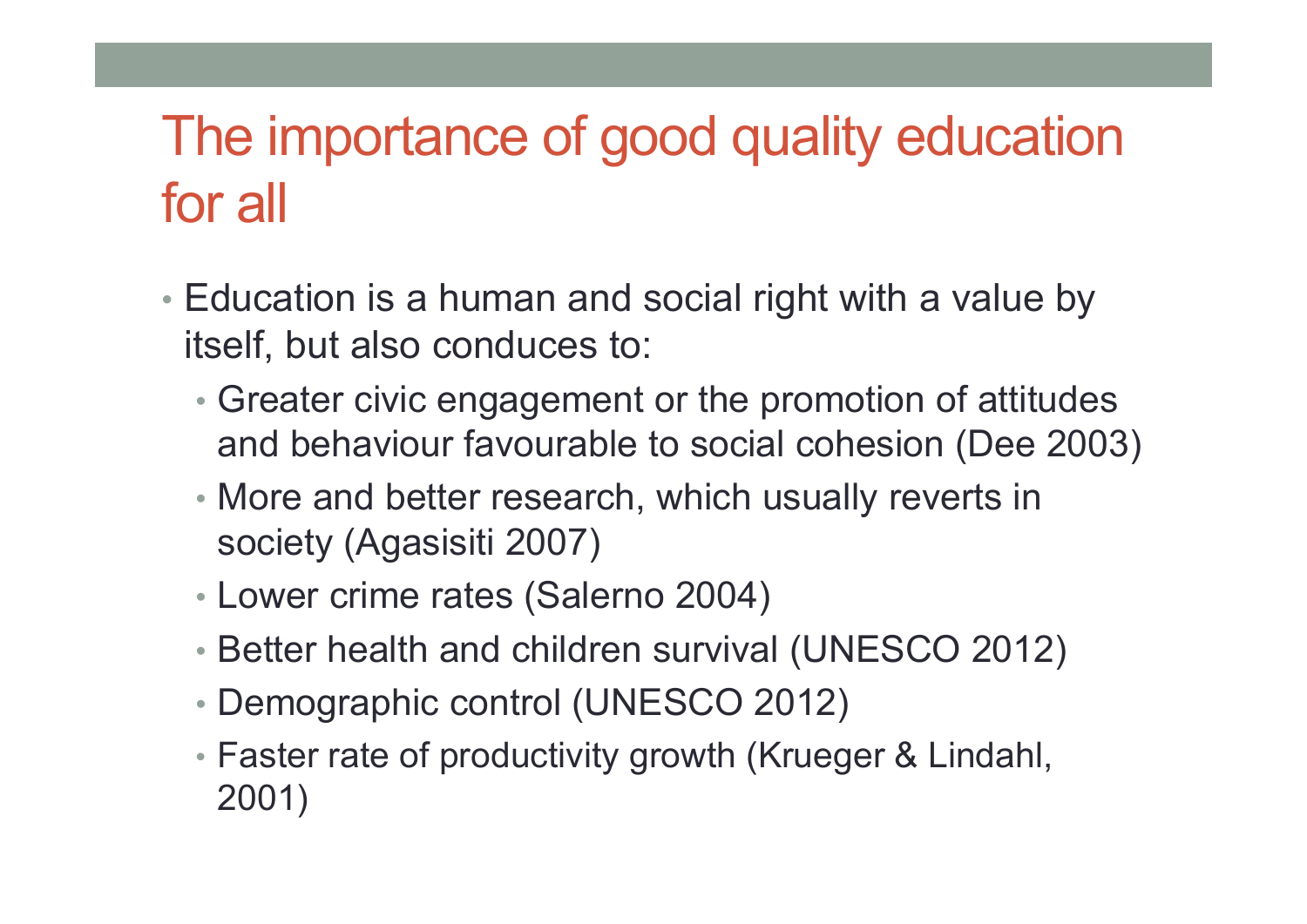# The importance of good quality education for all

- Education is a human and social right with a value by itself, but also conduces to:
  - Greater civic engagement or the promotion of attitudes and behaviour favourable to social cohesion (Dee 2003)
  - More and better research, which usually reverts in society (Agasisiti 2007)
  - Lower crime rates (Salerno 2004)
  - Better health and children survival (UNESCO 2012)
  - Demographic control (UNESCO 2012)
  - Faster rate of productivity growth (Krueger & Lindahl, 2001)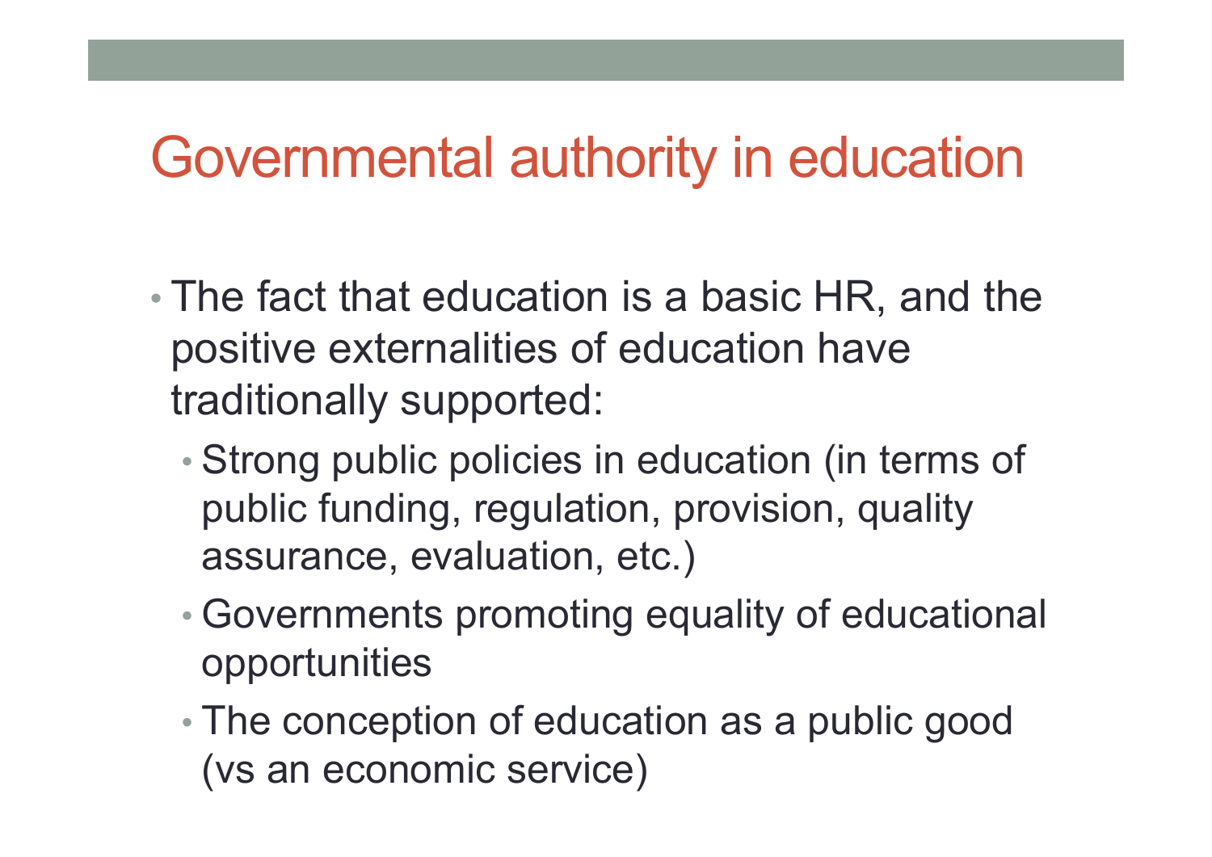# Governmental authority in education

- The fact that education is a basic HR, and the positive externalities of education have traditionally supported:
  - Strong public policies in education (in terms of public funding, regulation, provision, quality assurance, evaluation, etc.)
  - Governments promoting equality of educational opportunities
  - The conception of education as a public good (vs an economic service)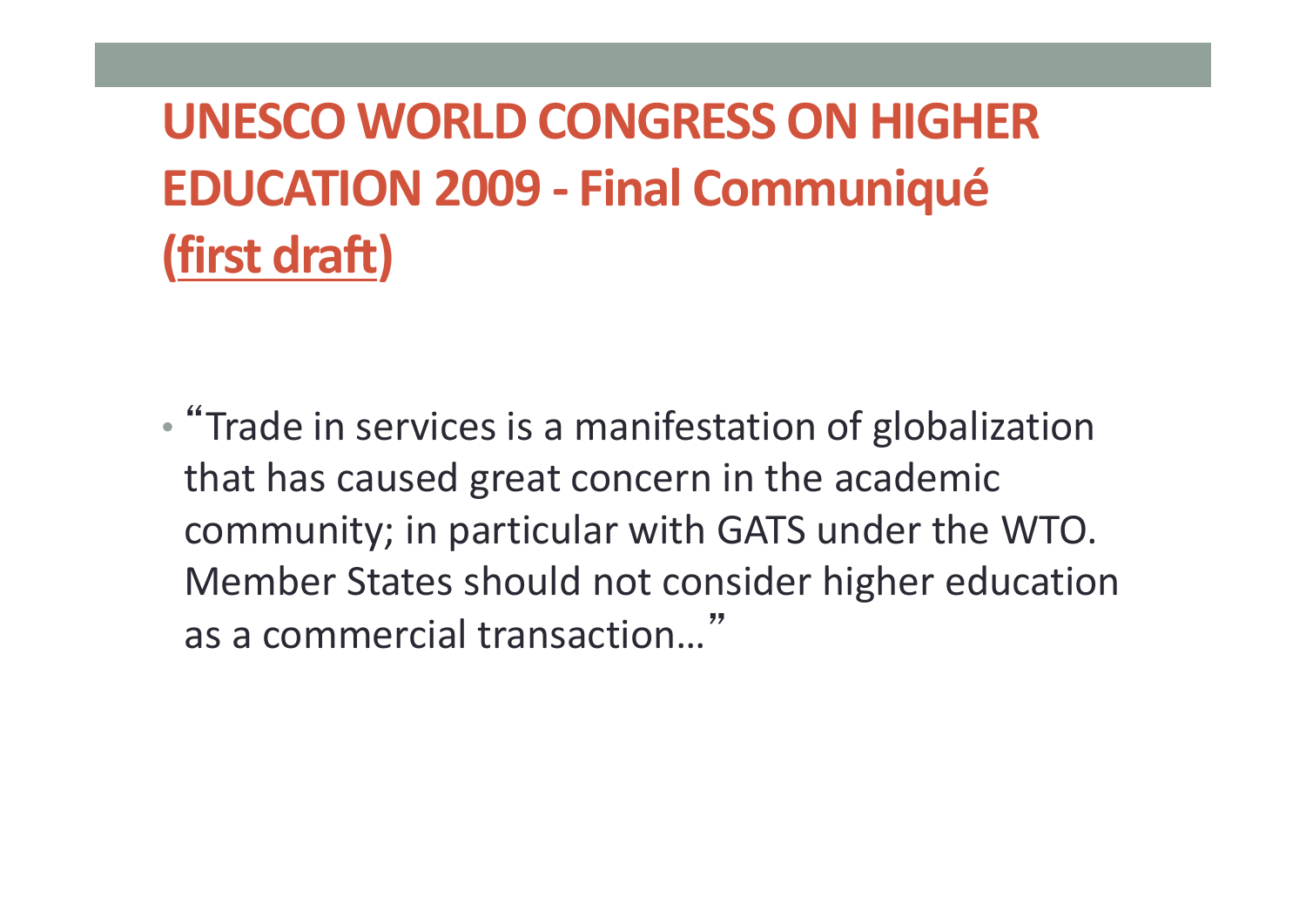# UNESCO WORLD CONGRESS ON HIGHER EDUCATION 2009 - Final Communiqué (first draft)

- "Trade in services is a manifestation of globalization that has caused great concern in the academic community; in particular with GATS under the WTO. Member States should not consider higher education as a commercial transaction…"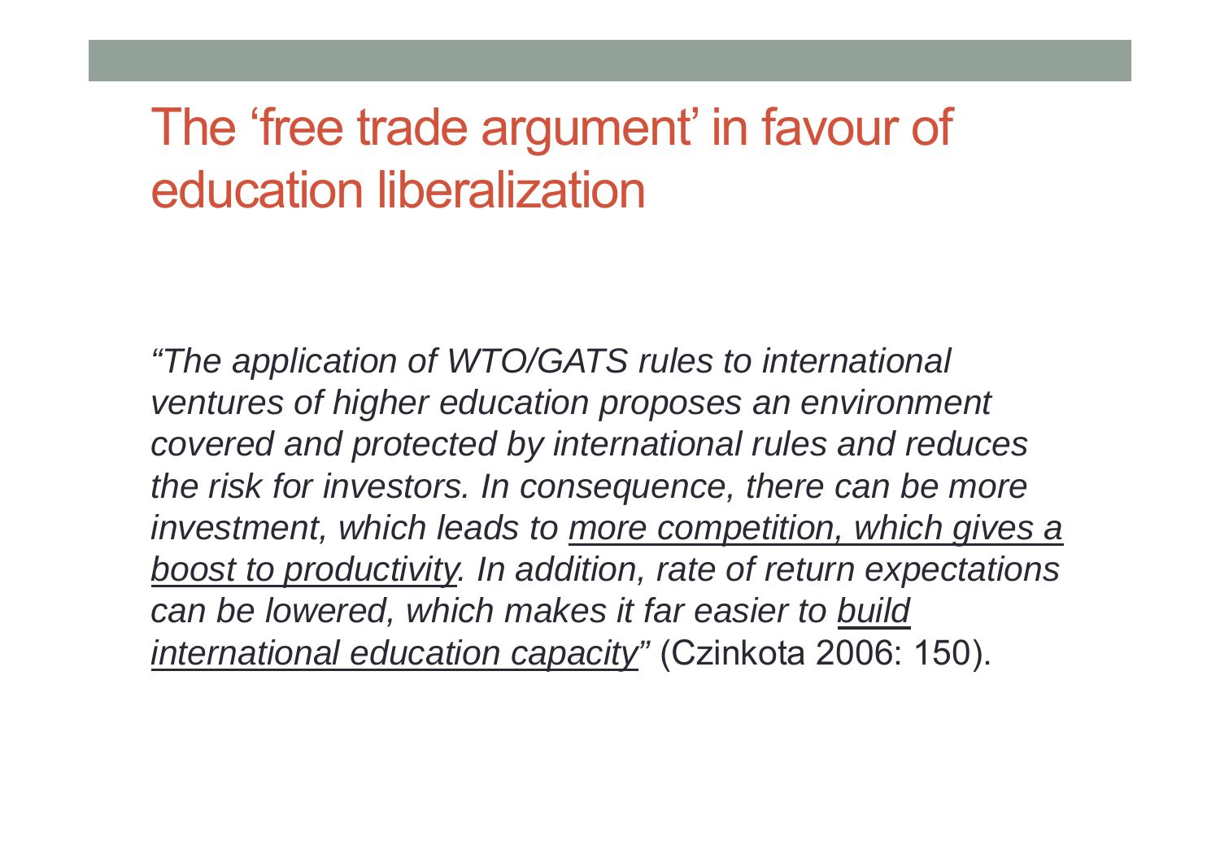# The ‘free trade argument’ in favour of education liberalization

*“The application of WTO/GATS rules to international ventures of higher education proposes an environment covered and protected by international rules and reduces the risk for investors. In consequence, there can be more investment, which leads to <u>more competition, which gives a boost to productivity</u>. In addition, rate of return expectations can be lowered, which makes it far easier to <u>build international education capacity</u>”* (Czinkota 2006: 150).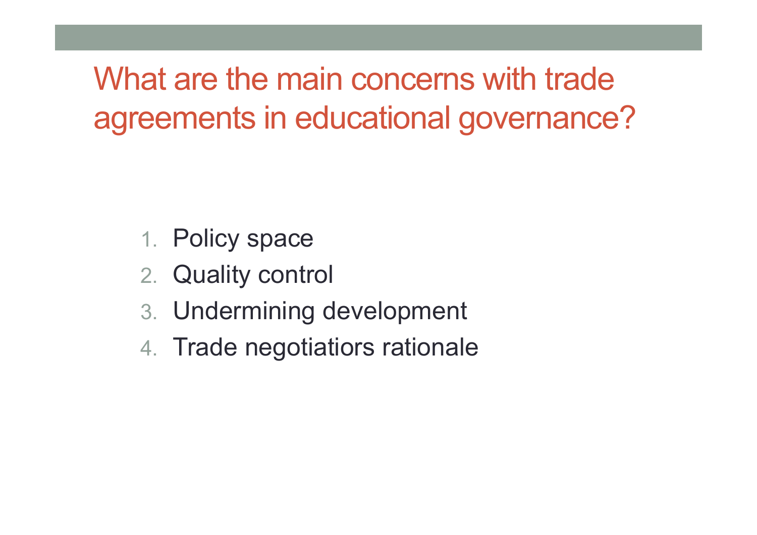# What are the main concerns with trade agreements in educational governance?

1. Policy space
2. Quality control
3. Undermining development
4. Trade negotiatiors rationale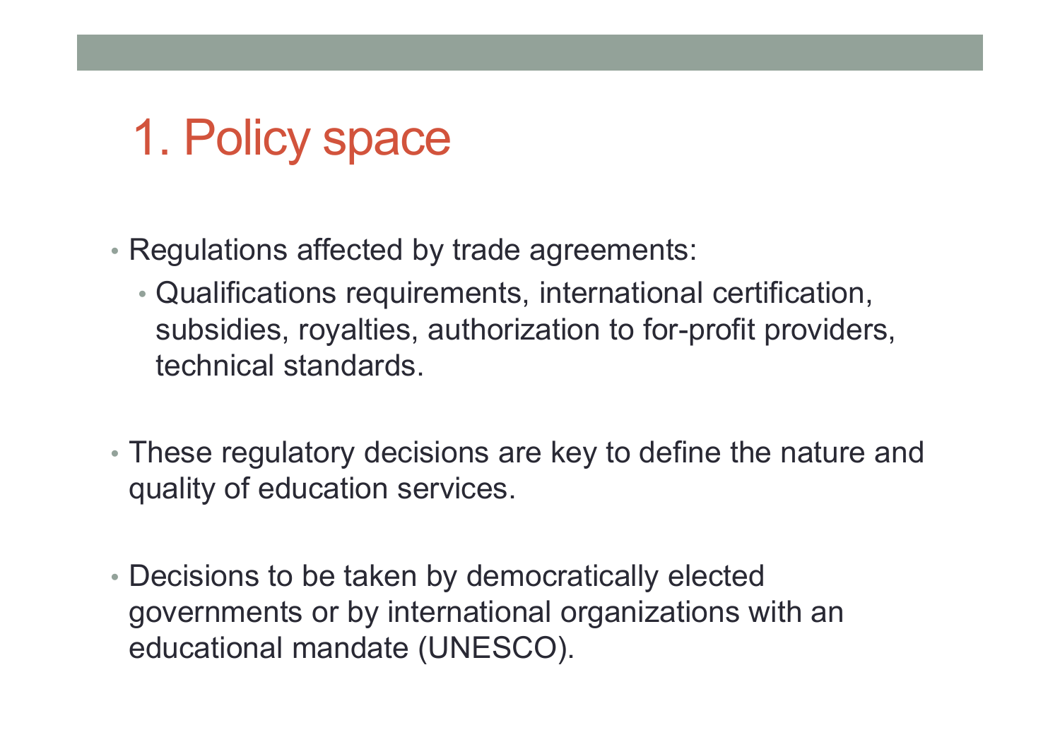# 1. Policy space

- Regulations affected by trade agreements:
  - Qualifications requirements, international certification, subsidies, royalties, authorization to for-profit providers, technical standards.

- These regulatory decisions are key to define the nature and quality of education services.

- Decisions to be taken by democratically elected governments or by international organizations with an educational mandate (UNESCO).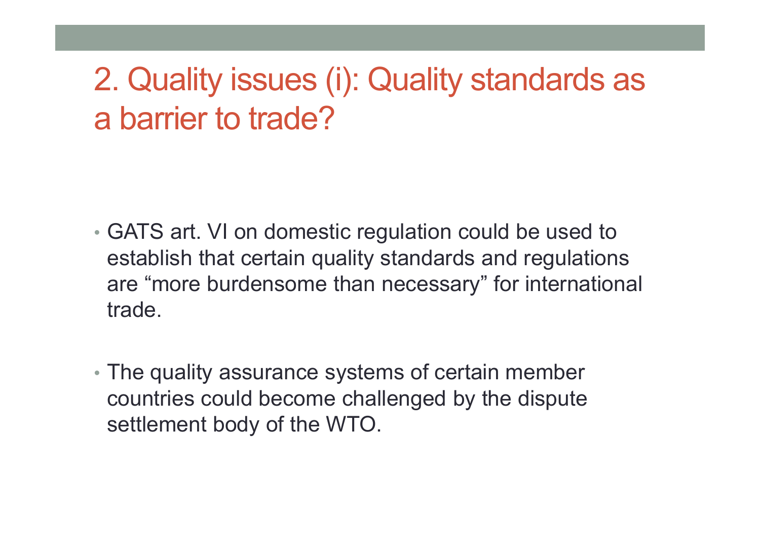# 2. Quality issues (i): Quality standards as a barrier to trade?

- GATS art. VI on domestic regulation could be used to establish that certain quality standards and regulations are “more burdensome than necessary” for international trade.

- The quality assurance systems of certain member countries could become challenged by the dispute settlement body of the WTO.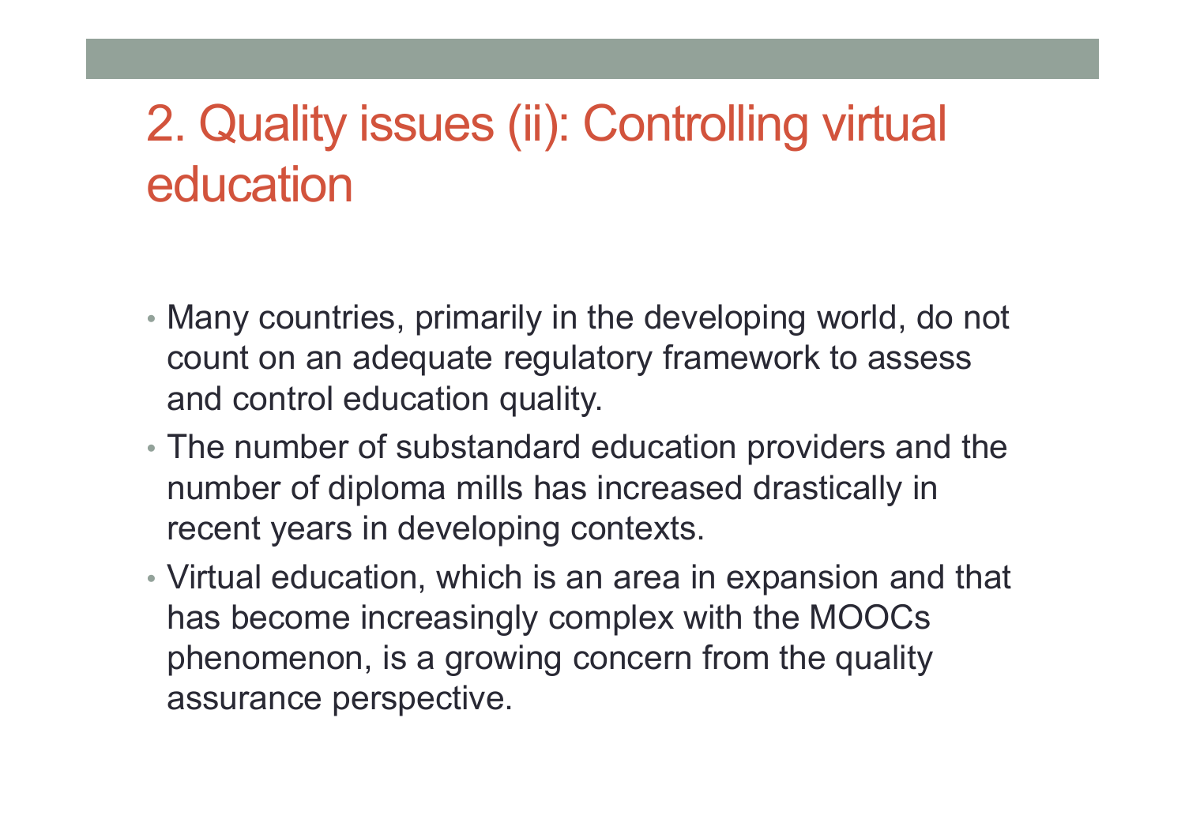# 2. Quality issues (ii): Controlling virtual education

- Many countries, primarily in the developing world, do not count on an adequate regulatory framework to assess and control education quality.
- The number of substandard education providers and the number of diploma mills has increased drastically in recent years in developing contexts.
- Virtual education, which is an area in expansion and that has become increasingly complex with the MOOCs phenomenon, is a growing concern from the quality assurance perspective.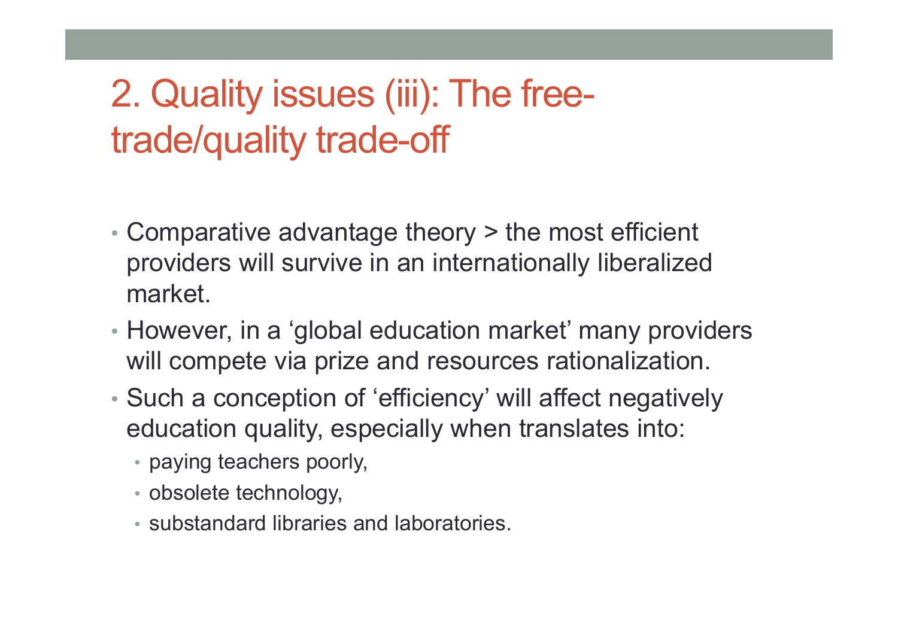# 2. Quality issues (iii): The free-trade/quality trade-off

- Comparative advantage theory > the most efficient providers will survive in an internationally liberalized market.
- However, in a 'global education market' many providers will compete via prize and resources rationalization.
- Such a conception of 'efficiency' will affect negatively education quality, especially when translates into:
  - paying teachers poorly,
  - obsolete technology,
  - substandard libraries and laboratories.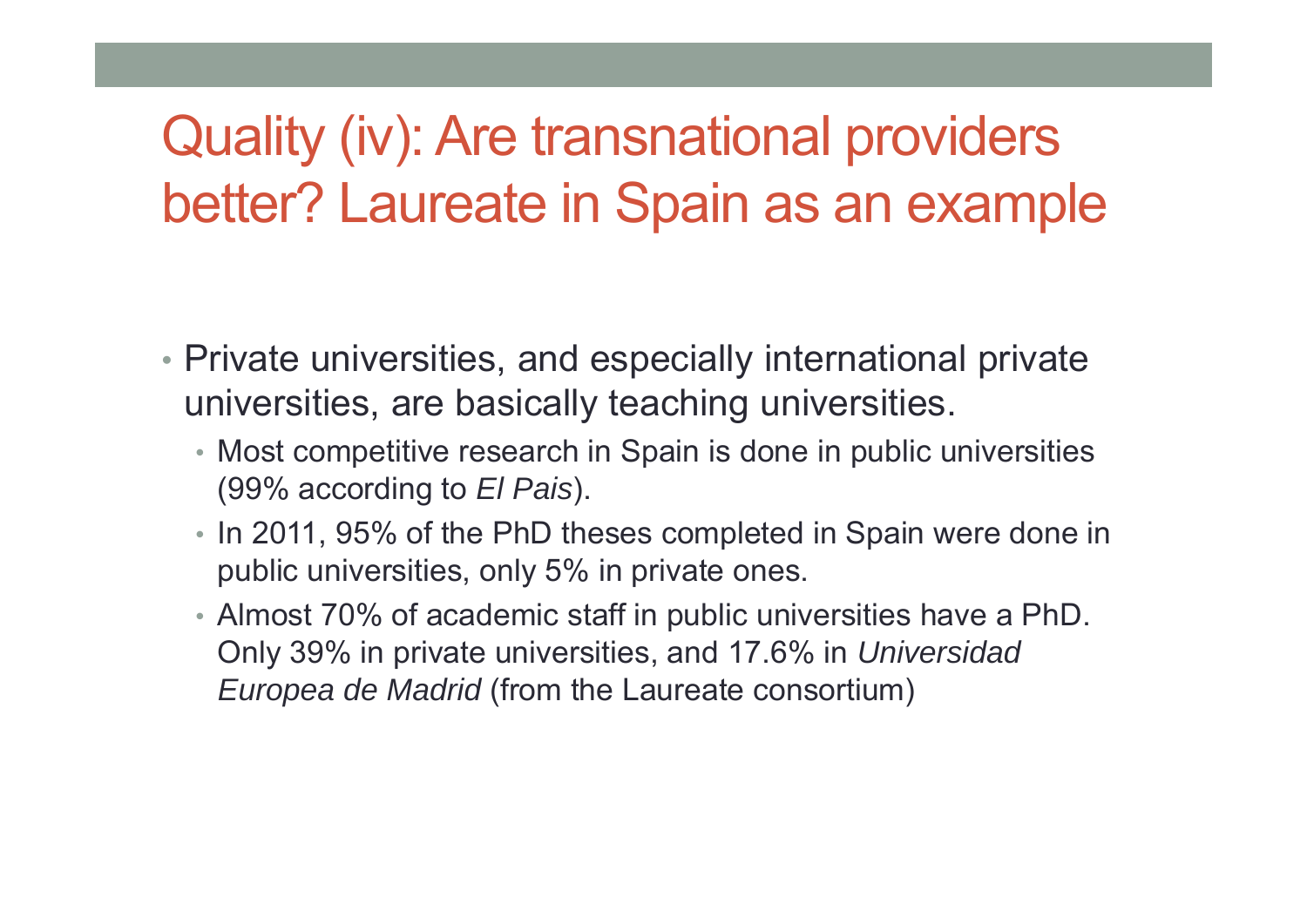# Quality (iv): Are transnational providers better? Laureate in Spain as an example

- Private universities, and especially international private universities, are basically teaching universities.
  - Most competitive research in Spain is done in public universities (99% according to *El Pais*).
  - In 2011, 95% of the PhD theses completed in Spain were done in public universities, only 5% in private ones.
  - Almost 70% of academic staff in public universities have a PhD. Only 39% in private universities, and 17.6% in *Universidad Europea de Madrid* (from the Laureate consortium)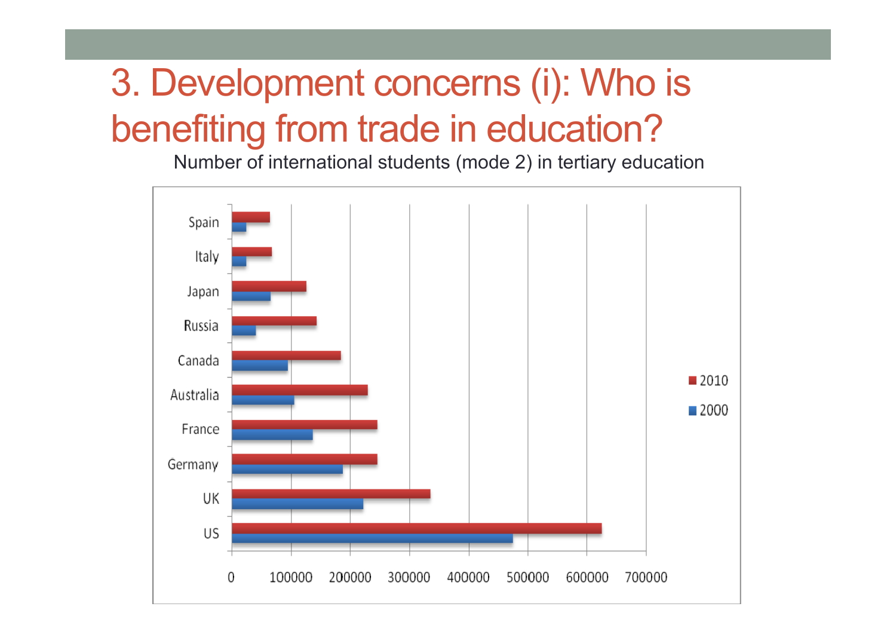# 3. Development concerns (i): Who is benefiting from trade in education?

Number of international students (mode 2) in tertiary education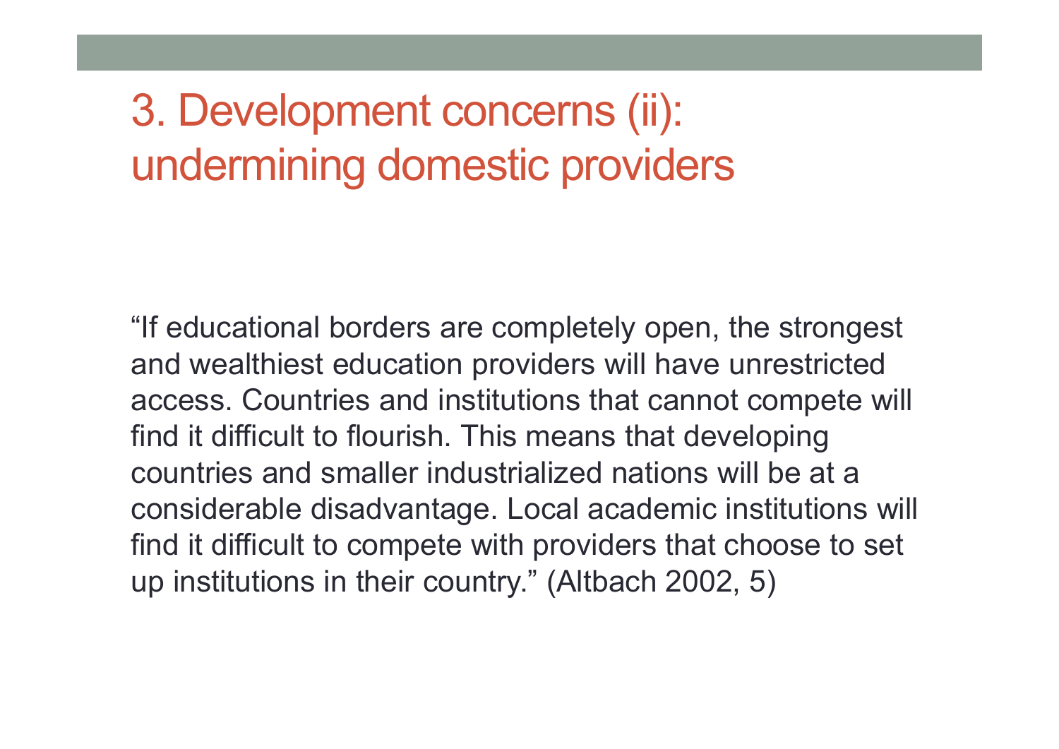# 3. Development concerns (ii): undermining domestic providers

"If educational borders are completely open, the strongest and wealthiest education providers will have unrestricted access. Countries and institutions that cannot compete will find it difficult to flourish. This means that developing countries and smaller industrialized nations will be at a considerable disadvantage. Local academic institutions will find it difficult to compete with providers that choose to set up institutions in their country." (Altbach 2002, 5)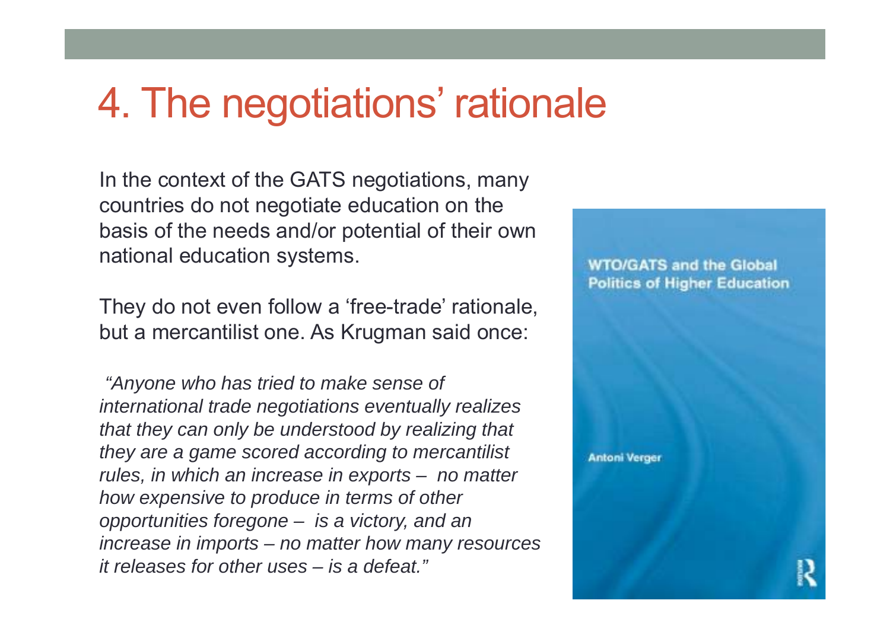# 4. The negotiations' rationale

In the context of the GATS negotiations, many countries do not negotiate education on the basis of the needs and/or potential of their own national education systems.

They do not even follow a 'free-trade' rationale, but a mercantilist one. As Krugman said once:

*"Anyone who has tried to make sense of international trade negotiations eventually realizes that they can only be understood by realizing that they are a game scored according to mercantilist rules, in which an increase in exports – no matter how expensive to produce in terms of other opportunities foregone – is a victory, and an increase in imports – no matter how many resources it releases for other uses – is a defeat."*

WTO/GATS and the Global Politics of Higher Education

Antoni Verger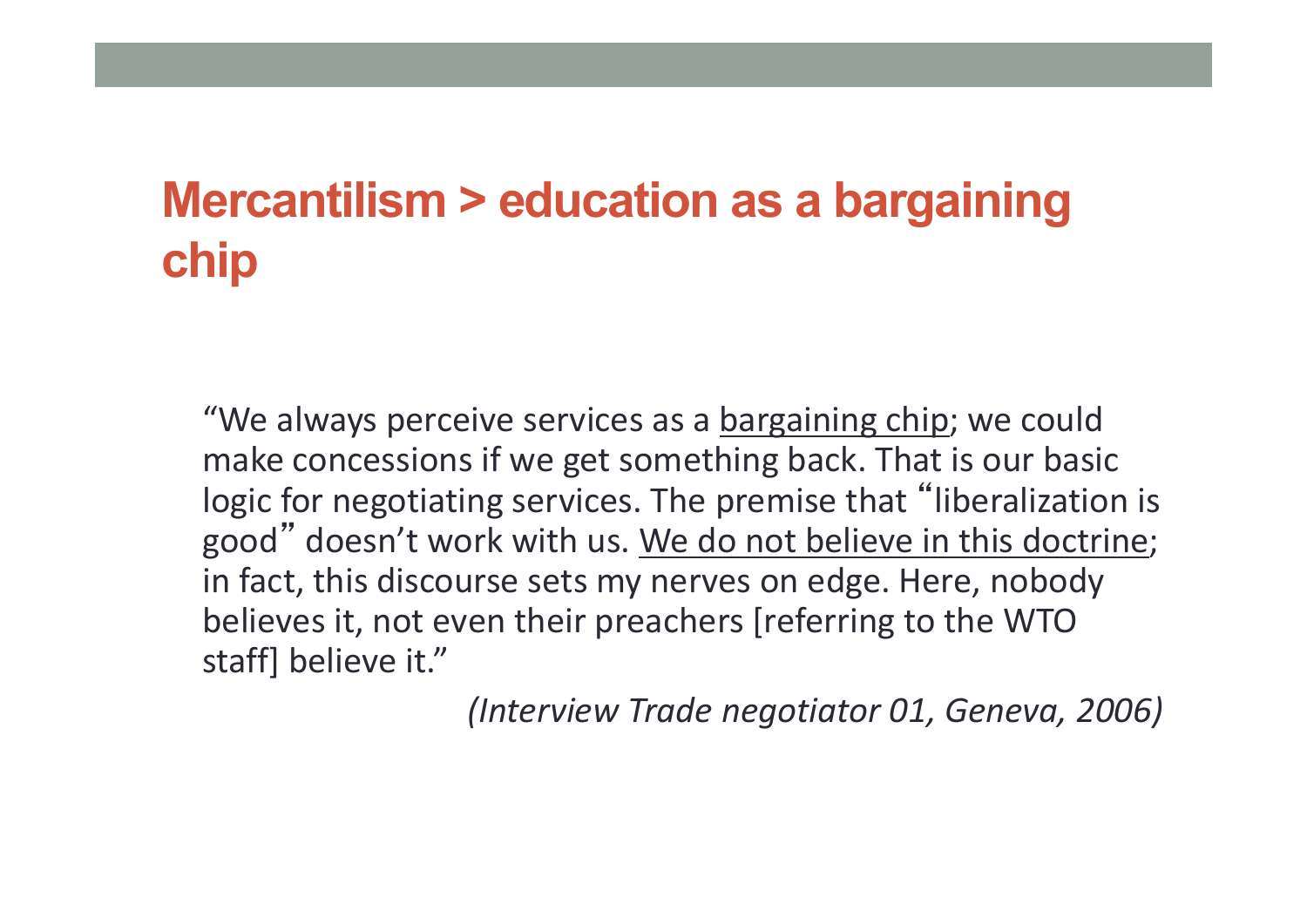# Mercantilism > education as a bargaining chip

"We always perceive services as a <u>bargaining chip</u>; we could make concessions if we get something back. That is our basic logic for negotiating services. The premise that "liberalization is good" doesn't work with us. <u>We do not believe in this doctrine</u>; in fact, this discourse sets my nerves on edge. Here, nobody believes it, not even their preachers [referring to the WTO staff] believe it."

*(Interview Trade negotiator 01, Geneva, 2006)*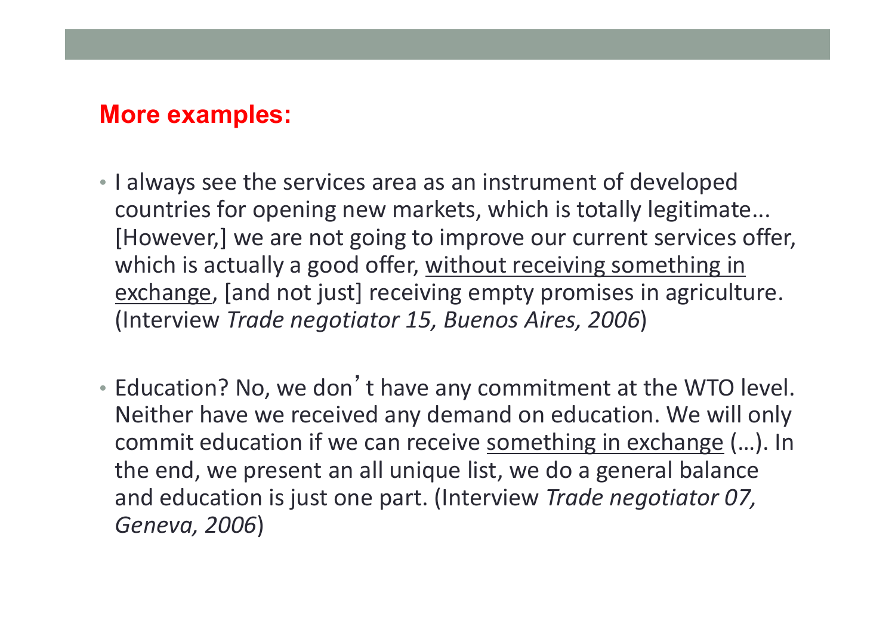## More examples:

- I always see the services area as an instrument of developed countries for opening new markets, which is totally legitimate... [However,] we are not going to improve our current services offer, which is actually a good offer, <u>without receiving something in exchange</u>, [and not just] receiving empty promises in agriculture. (Interview *Trade negotiator 15, Buenos Aires, 2006*)

- Education? No, we don't have any commitment at the WTO level. Neither have we received any demand on education. We will only commit education if we can receive <u>something in exchange</u> (…). In the end, we present an all unique list, we do a general balance and education is just one part. (Interview *Trade negotiator 07, Geneva, 2006*)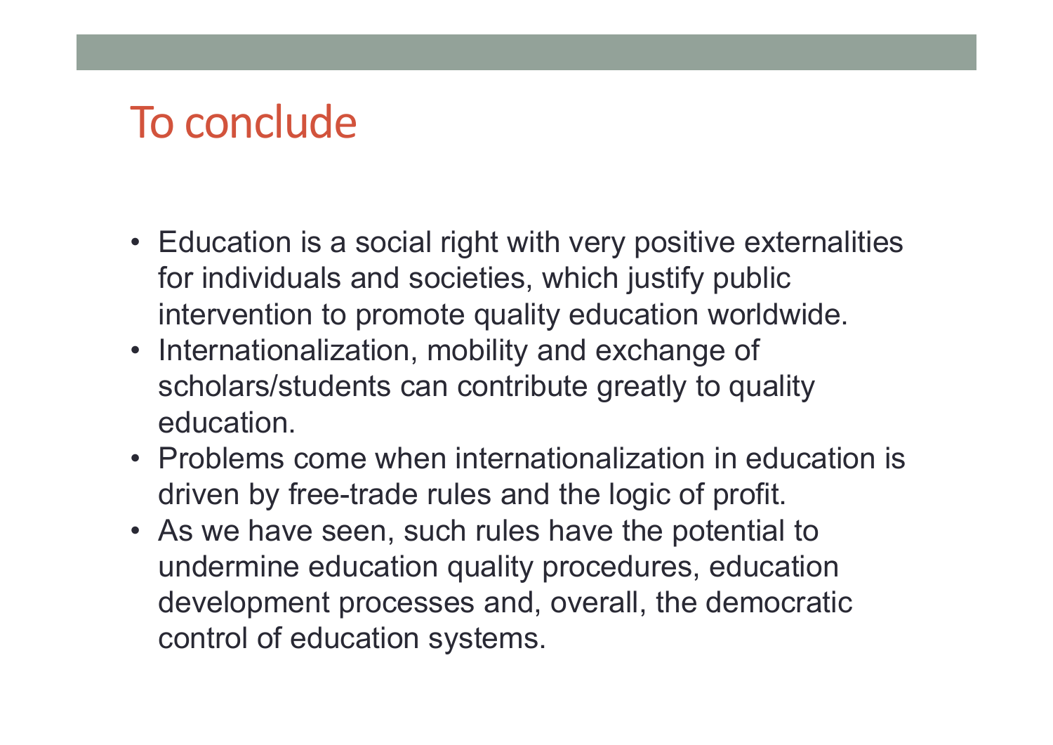# To conclude

- Education is a social right with very positive externalities for individuals and societies, which justify public intervention to promote quality education worldwide.
- Internationalization, mobility and exchange of scholars/students can contribute greatly to quality education.
- Problems come when internationalization in education is driven by free-trade rules and the logic of profit.
- As we have seen, such rules have the potential to undermine education quality procedures, education development processes and, overall, the democratic control of education systems.